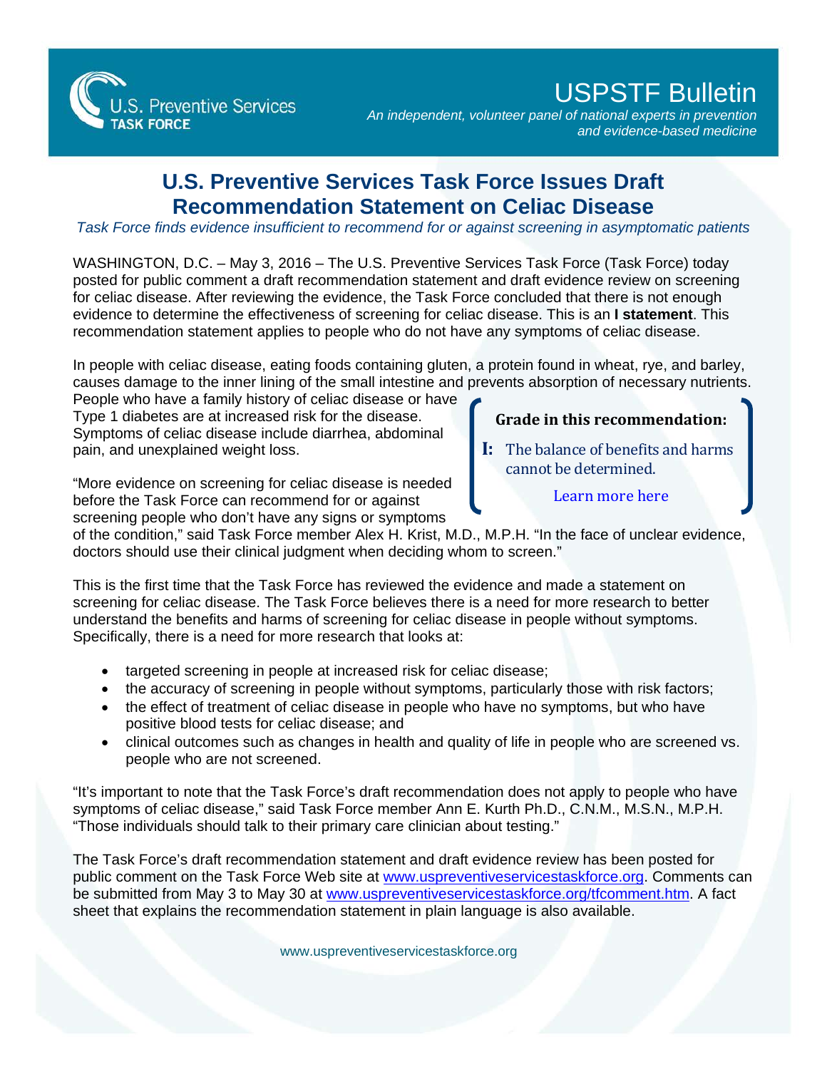USPSTF Bulletin

*An independent, volunteer panel of national experts in prevention and evidence-based medicine*

# U.S. Preventive Services Task Force Issues Draft Recommendation Statement on Celiac Disease

*Task Force finds evidence insufficient to recommend for or against screening in asymptomatic patients*

WASHINGTON, D.C. – May 3, 2016 – The U.S. Preventive Services Task Force (Task Force) today posted for public comment a draft recommendation statement and draft evidence review on screening for celiac disease. After reviewing the evidence, the Task Force concluded that there is not enough evidence to determine the effectiveness of screening for celiac disease. This is an **I statement**. This recommendation statement applies to people who do not have any symptoms of celiac disease.

In people with celiac disease, eating foods containing gluten, a protein found in wheat, rye, and barley, causes damage to the inner lining of the small intestine and prevents absorption of necessary nutrients. People who have a family history of celiac disease or have Type 1 diabetes are at increased risk for the disease. Symptoms of celiac disease include diarrhea, abdominal pain, and unexplained weight loss.

> **Grade in this recommendation:**
>
> **I:** The balance of benefits and harms cannot be determined.
>
> Learn more here

"More evidence on screening for celiac disease is needed before the Task Force can recommend for or against screening people who don't have any signs or symptoms of the condition," said Task Force member Alex H. Krist, M.D., M.P.H. "In the face of unclear evidence, doctors should use their clinical judgment when deciding whom to screen."

This is the first time that the Task Force has reviewed the evidence and made a statement on screening for celiac disease. The Task Force believes there is a need for more research to better understand the benefits and harms of screening for celiac disease in people without symptoms. Specifically, there is a need for more research that looks at:

- targeted screening in people at increased risk for celiac disease;
- the accuracy of screening in people without symptoms, particularly those with risk factors;
- the effect of treatment of celiac disease in people who have no symptoms, but who have positive blood tests for celiac disease; and
- clinical outcomes such as changes in health and quality of life in people who are screened vs. people who are not screened.

"It's important to note that the Task Force's draft recommendation does not apply to people who have symptoms of celiac disease," said Task Force member Ann E. Kurth Ph.D., C.N.M., M.S.N., M.P.H. "Those individuals should talk to their primary care clinician about testing."

The Task Force's draft recommendation statement and draft evidence review has been posted for public comment on the Task Force Web site at www.uspreventiveservicestaskforce.org. Comments can be submitted from May 3 to May 30 at www.uspreventiveservicestaskforce.org/tfcomment.htm. A fact sheet that explains the recommendation statement in plain language is also available.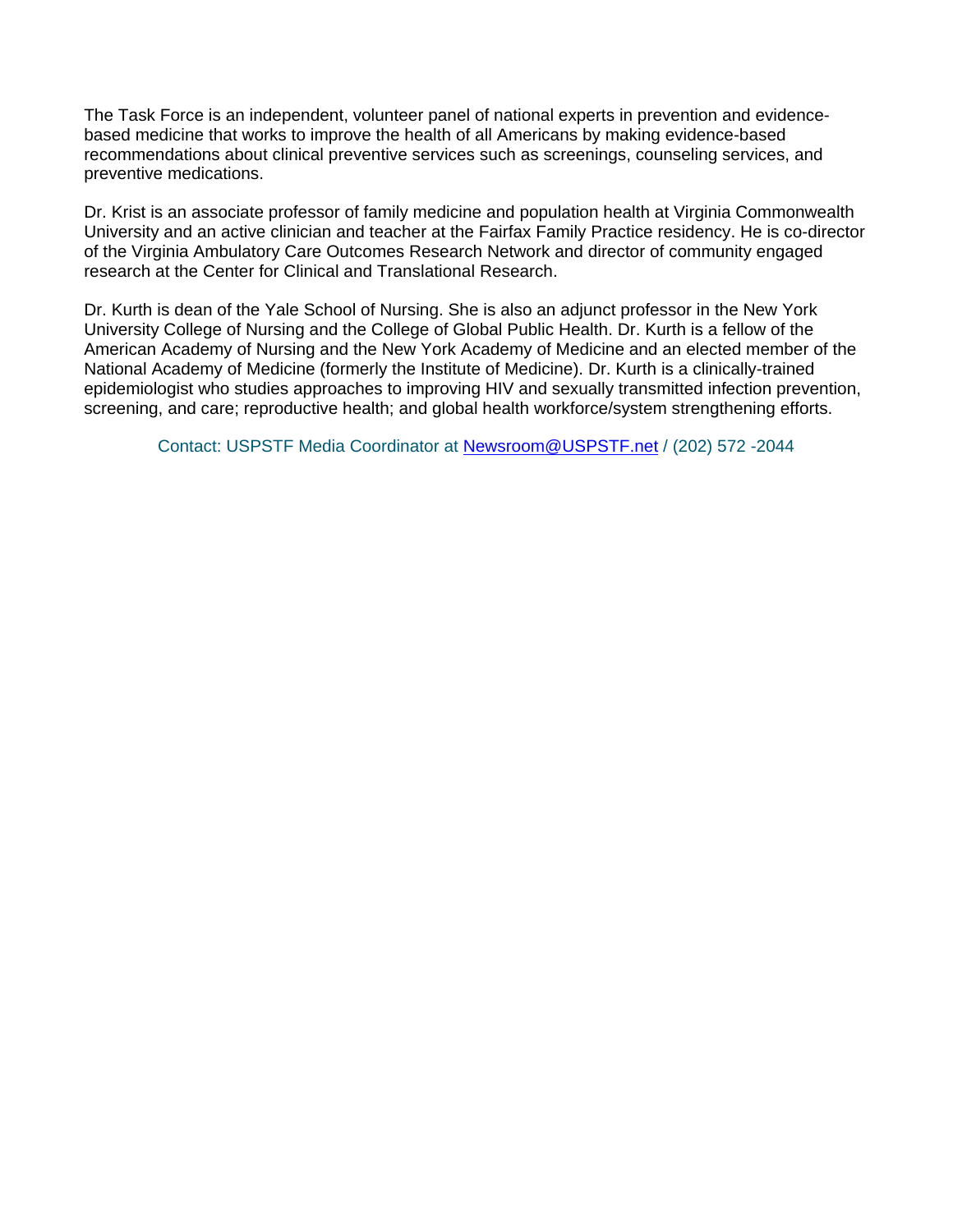The Task Force is an independent, volunteer panel of national experts in prevention and evidence-based medicine that works to improve the health of all Americans by making evidence-based recommendations about clinical preventive services such as screenings, counseling services, and preventive medications.

Dr. Krist is an associate professor of family medicine and population health at Virginia Commonwealth University and an active clinician and teacher at the Fairfax Family Practice residency. He is co-director of the Virginia Ambulatory Care Outcomes Research Network and director of community engaged research at the Center for Clinical and Translational Research.

Dr. Kurth is dean of the Yale School of Nursing. She is also an adjunct professor in the New York University College of Nursing and the College of Global Public Health. Dr. Kurth is a fellow of the American Academy of Nursing and the New York Academy of Medicine and an elected member of the National Academy of Medicine (formerly the Institute of Medicine). Dr. Kurth is a clinically-trained epidemiologist who studies approaches to improving HIV and sexually transmitted infection prevention, screening, and care; reproductive health; and global health workforce/system strengthening efforts.

Contact: USPSTF Media Coordinator at Newsroom@USPSTF.net / (202) 572 -2044